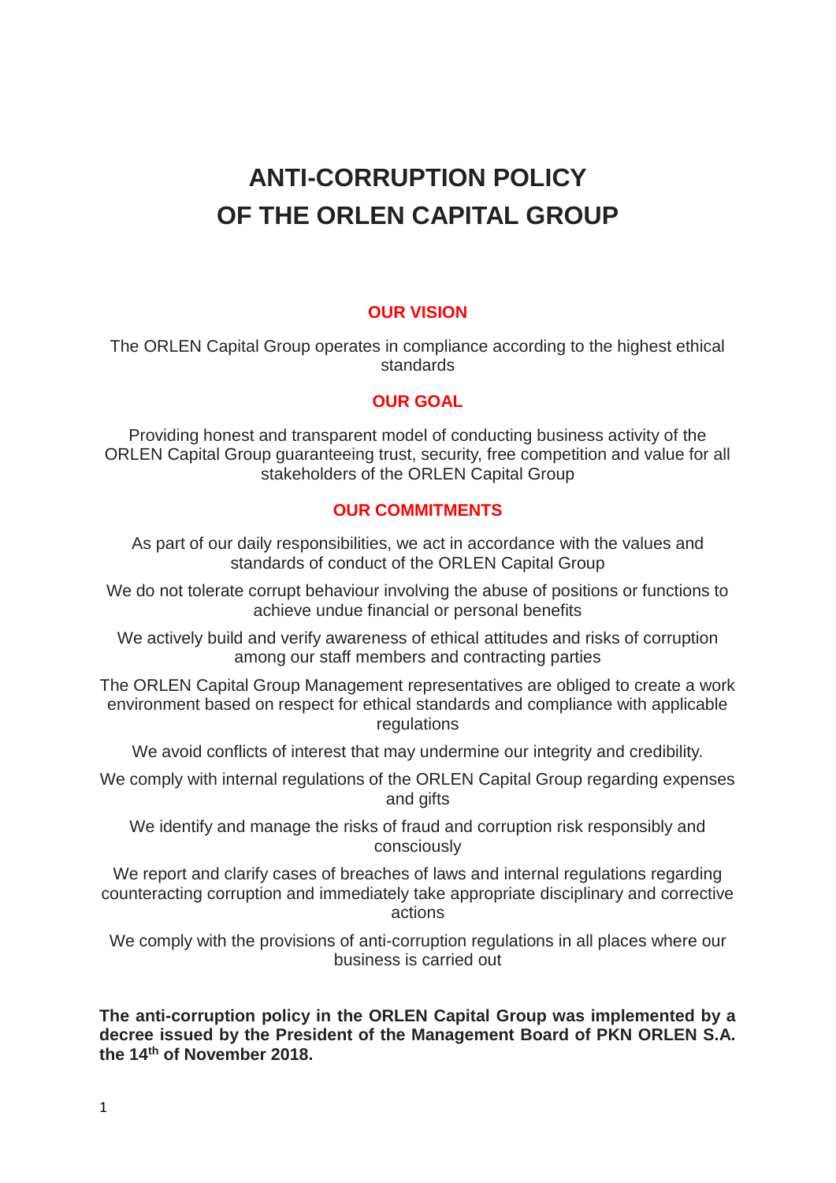# ANTI-CORRUPTION POLICY OF THE ORLEN CAPITAL GROUP

## OUR VISION

The ORLEN Capital Group operates in compliance according to the highest ethical standards

## OUR GOAL

Providing honest and transparent model of conducting business activity of the ORLEN Capital Group guaranteeing trust, security, free competition and value for all stakeholders of the ORLEN Capital Group

## OUR COMMITMENTS

As part of our daily responsibilities, we act in accordance with the values and standards of conduct of the ORLEN Capital Group

We do not tolerate corrupt behaviour involving the abuse of positions or functions to achieve undue financial or personal benefits

We actively build and verify awareness of ethical attitudes and risks of corruption among our staff members and contracting parties

The ORLEN Capital Group Management representatives are obliged to create a work environment based on respect for ethical standards and compliance with applicable regulations

We avoid conflicts of interest that may undermine our integrity and credibility.

We comply with internal regulations of the ORLEN Capital Group regarding expenses and gifts

We identify and manage the risks of fraud and corruption risk responsibly and consciously

We report and clarify cases of breaches of laws and internal regulations regarding counteracting corruption and immediately take appropriate disciplinary and corrective actions

We comply with the provisions of anti-corruption regulations in all places where our business is carried out

**The anti-corruption policy in the ORLEN Capital Group was implemented by a decree issued by the President of the Management Board of PKN ORLEN S.A. the 14th of November 2018.**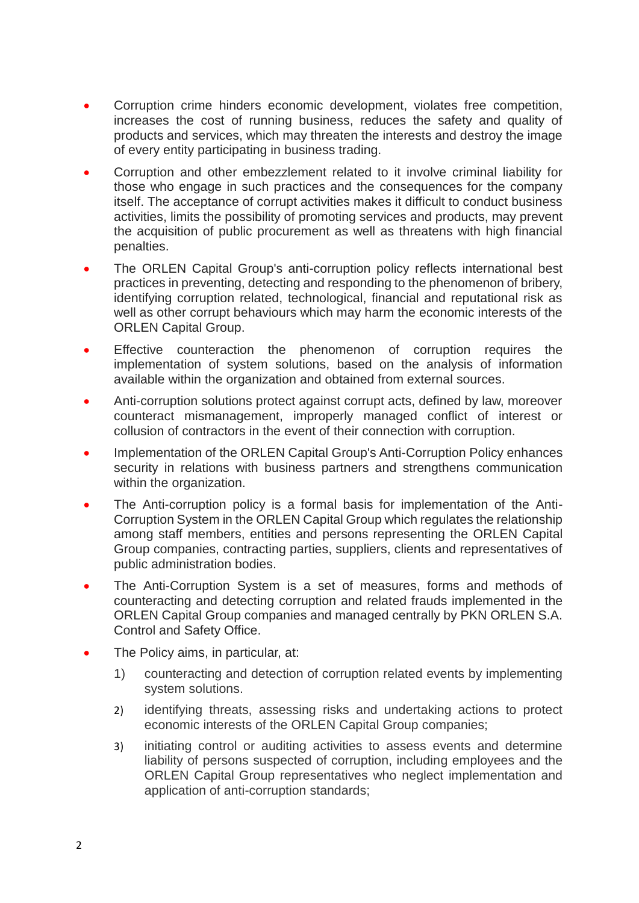- Corruption crime hinders economic development, violates free competition, increases the cost of running business, reduces the safety and quality of products and services, which may threaten the interests and destroy the image of every entity participating in business trading.
- Corruption and other embezzlement related to it involve criminal liability for those who engage in such practices and the consequences for the company itself. The acceptance of corrupt activities makes it difficult to conduct business activities, limits the possibility of promoting services and products, may prevent the acquisition of public procurement as well as threatens with high financial penalties.
- The ORLEN Capital Group's anti-corruption policy reflects international best practices in preventing, detecting and responding to the phenomenon of bribery, identifying corruption related, technological, financial and reputational risk as well as other corrupt behaviours which may harm the economic interests of the ORLEN Capital Group.
- Effective counteraction the phenomenon of corruption requires the implementation of system solutions, based on the analysis of information available within the organization and obtained from external sources.
- Anti-corruption solutions protect against corrupt acts, defined by law, moreover counteract mismanagement, improperly managed conflict of interest or collusion of contractors in the event of their connection with corruption.
- Implementation of the ORLEN Capital Group's Anti-Corruption Policy enhances security in relations with business partners and strengthens communication within the organization.
- The Anti-corruption policy is a formal basis for implementation of the Anti-Corruption System in the ORLEN Capital Group which regulates the relationship among staff members, entities and persons representing the ORLEN Capital Group companies, contracting parties, suppliers, clients and representatives of public administration bodies.
- The Anti-Corruption System is a set of measures, forms and methods of counteracting and detecting corruption and related frauds implemented in the ORLEN Capital Group companies and managed centrally by PKN ORLEN S.A. Control and Safety Office.
- The Policy aims, in particular, at:
  1) counteracting and detection of corruption related events by implementing system solutions.
  2) identifying threats, assessing risks and undertaking actions to protect economic interests of the ORLEN Capital Group companies;
  3) initiating control or auditing activities to assess events and determine liability of persons suspected of corruption, including employees and the ORLEN Capital Group representatives who neglect implementation and application of anti-corruption standards;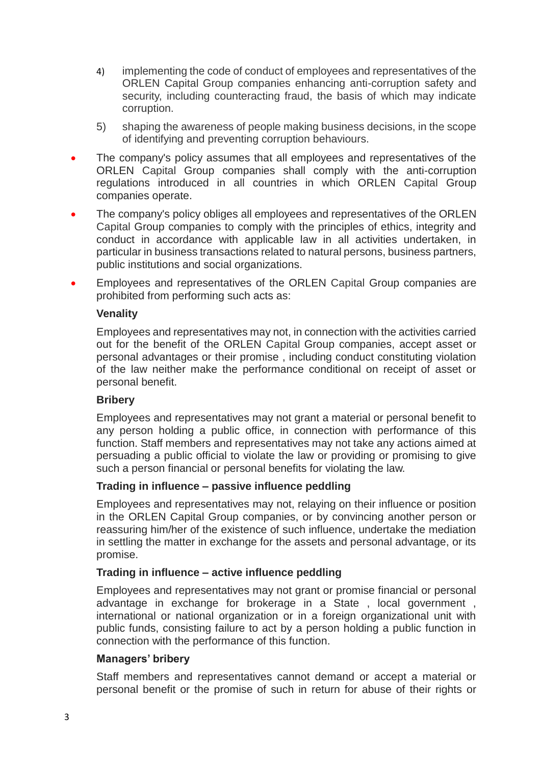4) implementing the code of conduct of employees and representatives of the ORLEN Capital Group companies enhancing anti-corruption safety and security, including counteracting fraud, the basis of which may indicate corruption.

5) shaping the awareness of people making business decisions, in the scope of identifying and preventing corruption behaviours.

- The company's policy assumes that all employees and representatives of the ORLEN Capital Group companies shall comply with the anti-corruption regulations introduced in all countries in which ORLEN Capital Group companies operate.
- The company's policy obliges all employees and representatives of the ORLEN Capital Group companies to comply with the principles of ethics, integrity and conduct in accordance with applicable law in all activities undertaken, in particular in business transactions related to natural persons, business partners, public institutions and social organizations.
- Employees and representatives of the ORLEN Capital Group companies are prohibited from performing such acts as:

**Venality**

Employees and representatives may not, in connection with the activities carried out for the benefit of the ORLEN Capital Group companies, accept asset or personal advantages or their promise , including conduct constituting violation of the law neither make the performance conditional on receipt of asset or personal benefit.

**Bribery**

Employees and representatives may not grant a material or personal benefit to any person holding a public office, in connection with performance of this function. Staff members and representatives may not take any actions aimed at persuading a public official to violate the law or providing or promising to give such a person financial or personal benefits for violating the law.

**Trading in influence – passive influence peddling**

Employees and representatives may not, relaying on their influence or position in the ORLEN Capital Group companies, or by convincing another person or reassuring him/her of the existence of such influence, undertake the mediation in settling the matter in exchange for the assets and personal advantage, or its promise.

**Trading in influence – active influence peddling**

Employees and representatives may not grant or promise financial or personal advantage in exchange for brokerage in a State , local government , international or national organization or in a foreign organizational unit with public funds, consisting failure to act by a person holding a public function in connection with the performance of this function.

**Managers' bribery**

Staff members and representatives cannot demand or accept a material or personal benefit or the promise of such in return for abuse of their rights or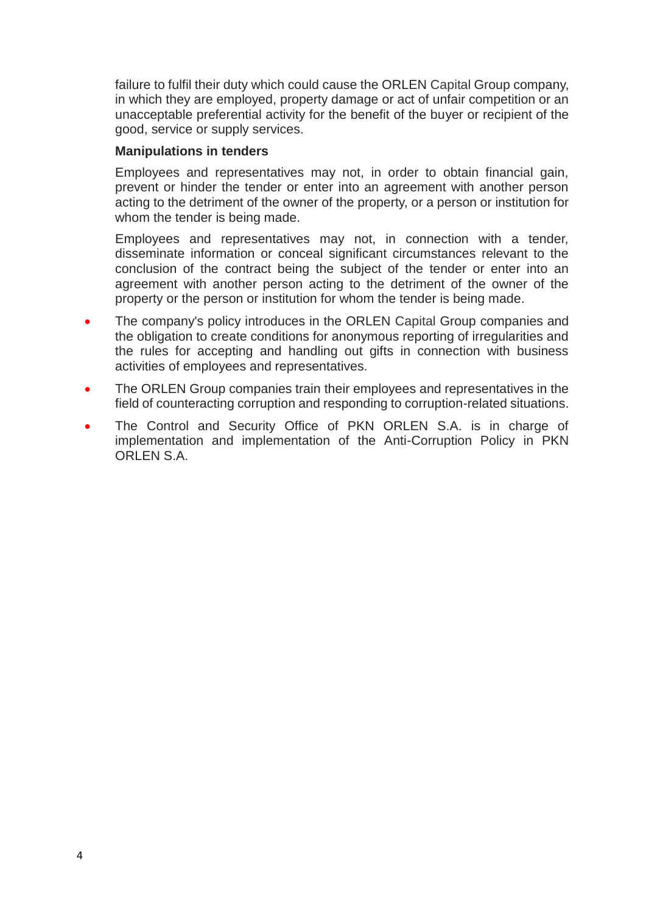failure to fulfil their duty which could cause the ORLEN Capital Group company, in which they are employed, property damage or act of unfair competition or an unacceptable preferential activity for the benefit of the buyer or recipient of the good, service or supply services.

**Manipulations in tenders**

Employees and representatives may not, in order to obtain financial gain, prevent or hinder the tender or enter into an agreement with another person acting to the detriment of the owner of the property, or a person or institution for whom the tender is being made.

Employees and representatives may not, in connection with a tender, disseminate information or conceal significant circumstances relevant to the conclusion of the contract being the subject of the tender or enter into an agreement with another person acting to the detriment of the owner of the property or the person or institution for whom the tender is being made.

- The company's policy introduces in the ORLEN Capital Group companies and the obligation to create conditions for anonymous reporting of irregularities and the rules for accepting and handling out gifts in connection with business activities of employees and representatives.
- The ORLEN Group companies train their employees and representatives in the field of counteracting corruption and responding to corruption-related situations.
- The Control and Security Office of PKN ORLEN S.A. is in charge of implementation and implementation of the Anti-Corruption Policy in PKN ORLEN S.A.